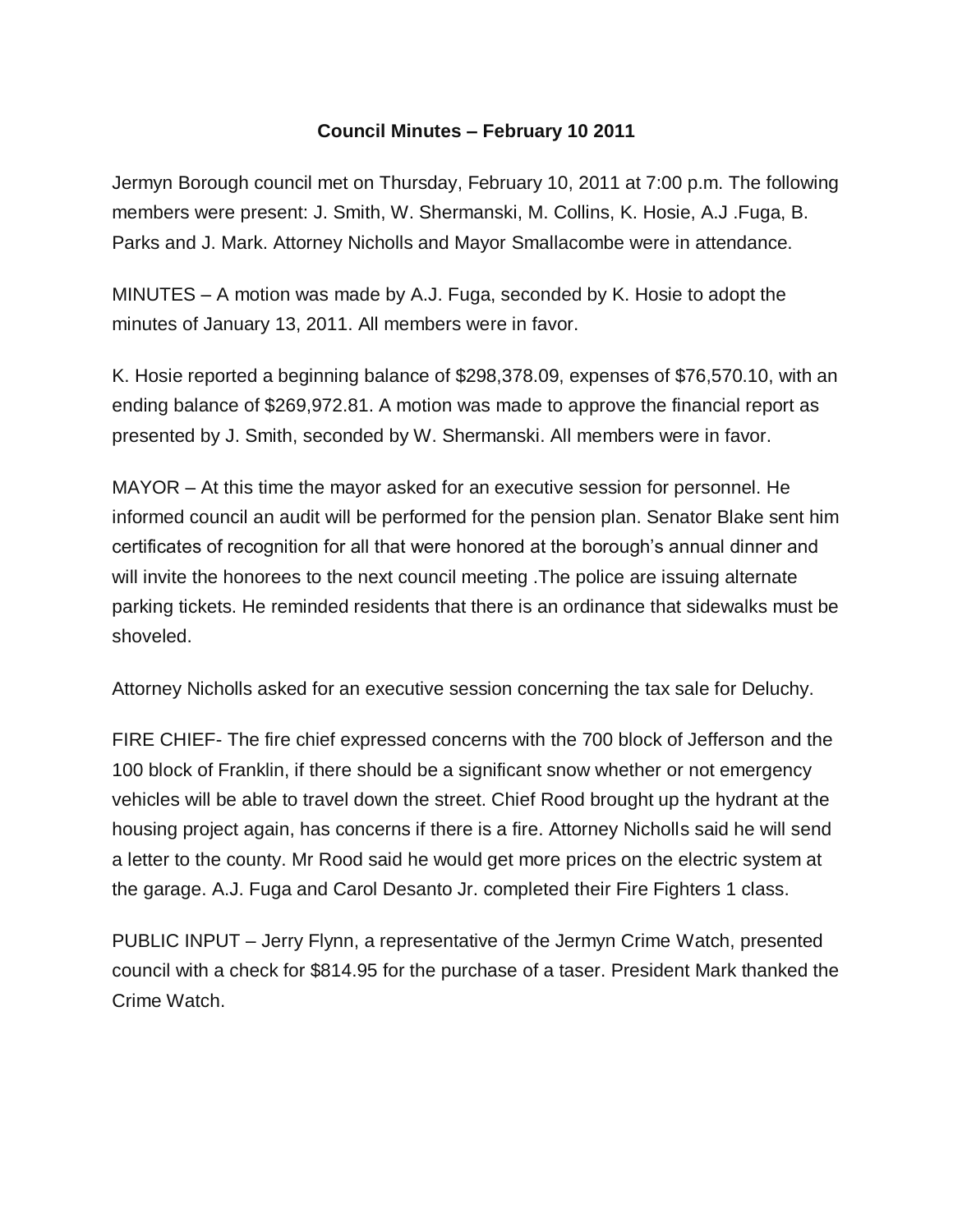# Council Minutes – February 10 2011

Jermyn Borough council met on Thursday, February 10, 2011 at 7:00 p.m. The following members were present: J. Smith, W. Shermanski, M. Collins, K. Hosie, A.J .Fuga, B. Parks and J. Mark. Attorney Nicholls and Mayor Smallacombe were in attendance.

MINUTES – A motion was made by A.J. Fuga, seconded by K. Hosie to adopt the minutes of January 13, 2011. All members were in favor.

K. Hosie reported a beginning balance of $298,378.09, expenses of $76,570.10, with an ending balance of $269,972.81. A motion was made to approve the financial report as presented by J. Smith, seconded by W. Shermanski. All members were in favor.

MAYOR – At this time the mayor asked for an executive session for personnel. He informed council an audit will be performed for the pension plan. Senator Blake sent him certificates of recognition for all that were honored at the borough's annual dinner and will invite the honorees to the next council meeting .The police are issuing alternate parking tickets. He reminded residents that there is an ordinance that sidewalks must be shoveled.

Attorney Nicholls asked for an executive session concerning the tax sale for Deluchy.

FIRE CHIEF- The fire chief expressed concerns with the 700 block of Jefferson and the 100 block of Franklin, if there should be a significant snow whether or not emergency vehicles will be able to travel down the street. Chief Rood brought up the hydrant at the housing project again, has concerns if there is a fire. Attorney Nicholls said he will send a letter to the county. Mr Rood said he would get more prices on the electric system at the garage. A.J. Fuga and Carol Desanto Jr. completed their Fire Fighters 1 class.

PUBLIC INPUT – Jerry Flynn, a representative of the Jermyn Crime Watch, presented council with a check for $814.95 for the purchase of a taser. President Mark thanked the Crime Watch.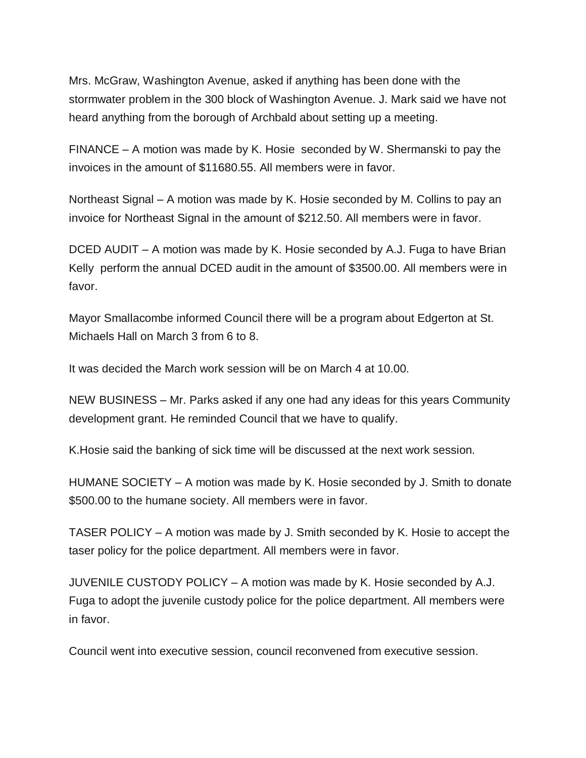Mrs. McGraw, Washington Avenue, asked if anything has been done with the stormwater problem in the 300 block of Washington Avenue. J. Mark said we have not heard anything from the borough of Archbald about setting up a meeting.

FINANCE – A motion was made by K. Hosie seconded by W. Shermanski to pay the invoices in the amount of $11680.55. All members were in favor.

Northeast Signal – A motion was made by K. Hosie seconded by M. Collins to pay an invoice for Northeast Signal in the amount of $212.50. All members were in favor.

DCED AUDIT – A motion was made by K. Hosie seconded by A.J. Fuga to have Brian Kelly perform the annual DCED audit in the amount of $3500.00. All members were in favor.

Mayor Smallacombe informed Council there will be a program about Edgerton at St. Michaels Hall on March 3 from 6 to 8.

It was decided the March work session will be on March 4 at 10.00.

NEW BUSINESS – Mr. Parks asked if any one had any ideas for this years Community development grant. He reminded Council that we have to qualify.

K.Hosie said the banking of sick time will be discussed at the next work session.

HUMANE SOCIETY – A motion was made by K. Hosie seconded by J. Smith to donate $500.00 to the humane society. All members were in favor.

TASER POLICY – A motion was made by J. Smith seconded by K. Hosie to accept the taser policy for the police department. All members were in favor.

JUVENILE CUSTODY POLICY – A motion was made by K. Hosie seconded by A.J. Fuga to adopt the juvenile custody police for the police department. All members were in favor.

Council went into executive session, council reconvened from executive session.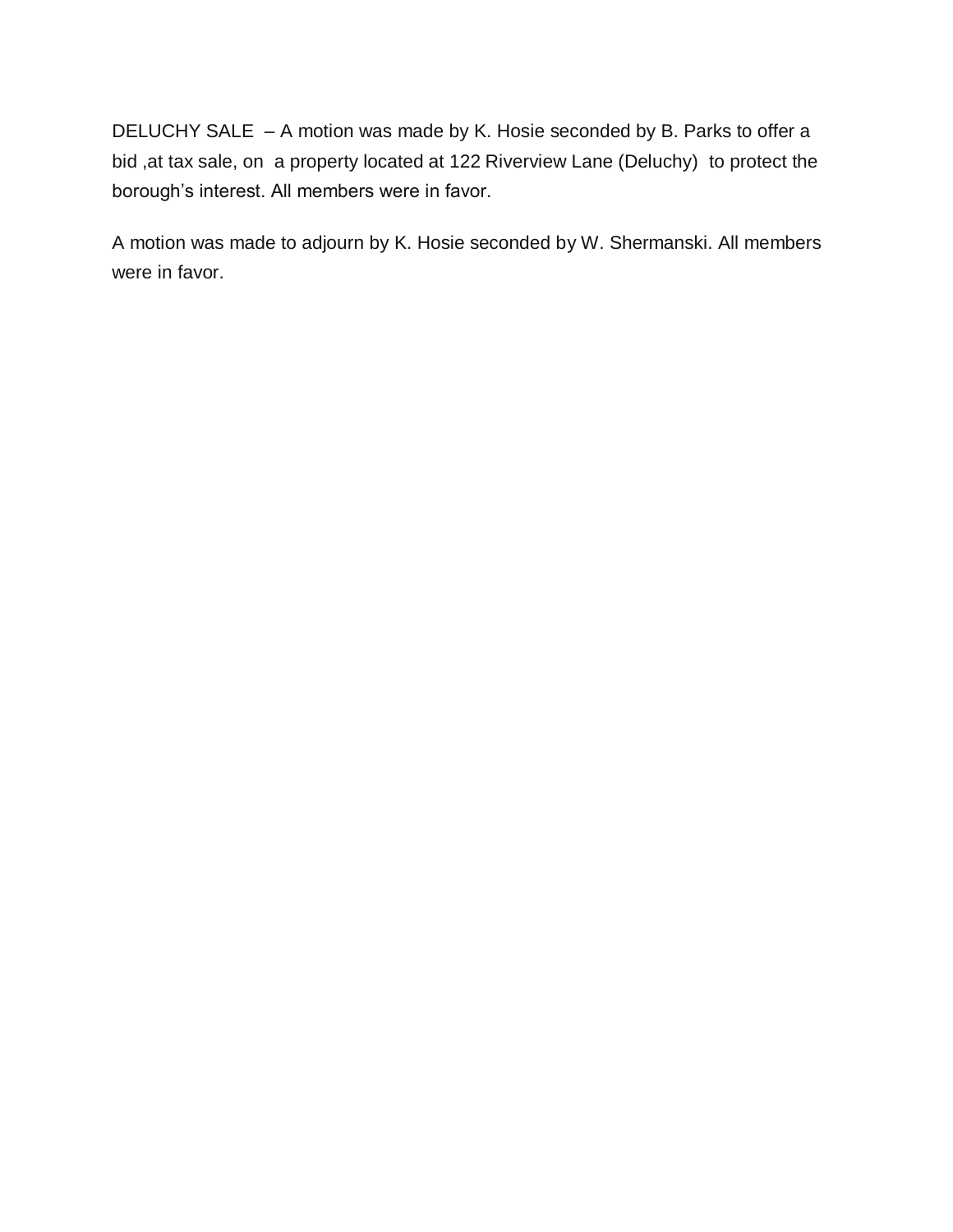DELUCHY SALE – A motion was made by K. Hosie seconded by B. Parks to offer a bid ,at tax sale, on a property located at 122 Riverview Lane (Deluchy) to protect the borough's interest. All members were in favor.

A motion was made to adjourn by K. Hosie seconded by W. Shermanski. All members were in favor.